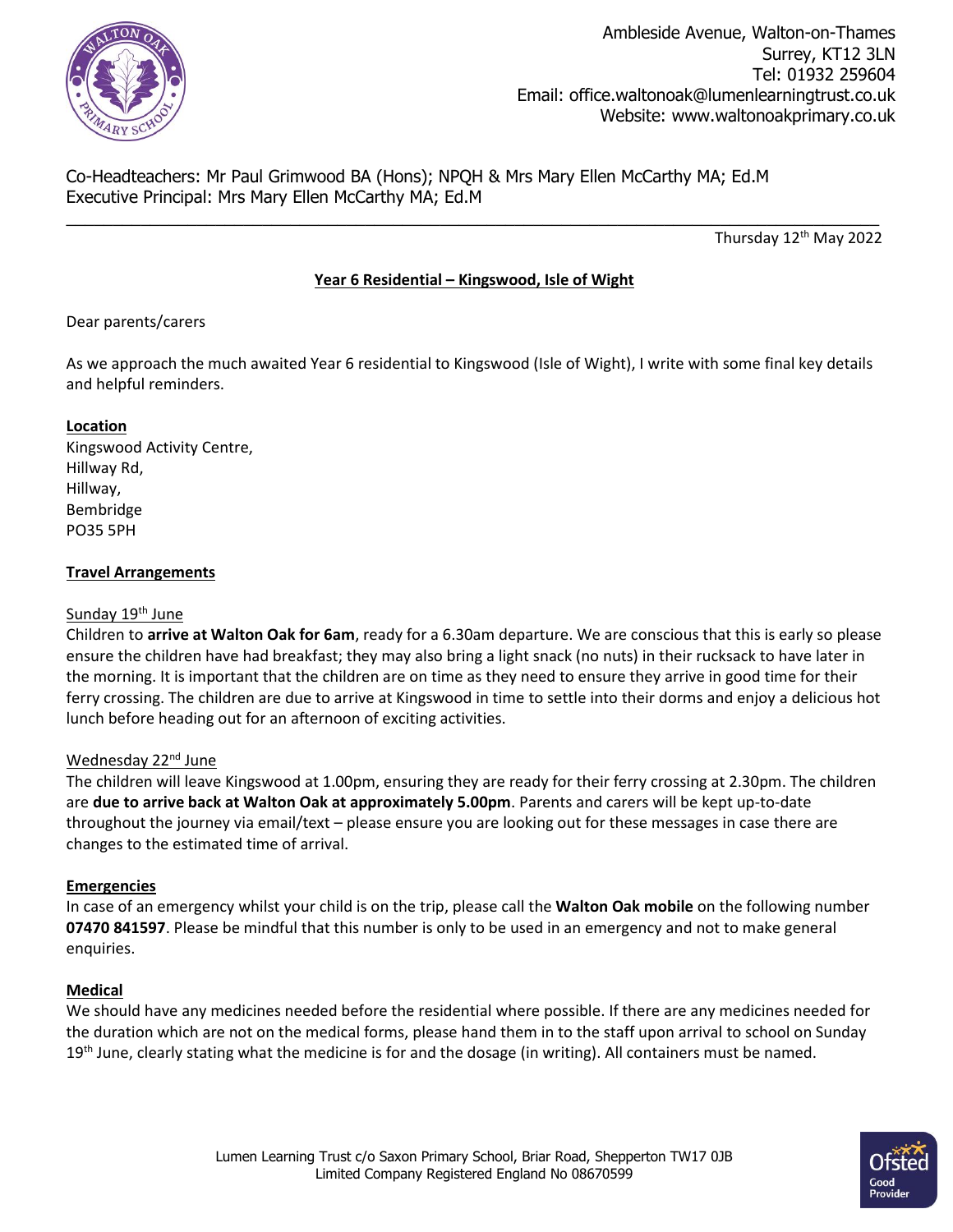Ambleside Avenue, Walton-on-Thames
Surrey, KT12 3LN
Tel: 01932 259604
Email: office.waltonoak@lumenlearningtrust.co.uk
Website: www.waltonoakprimary.co.uk

Co-Headteachers: Mr Paul Grimwood BA (Hons); NPQH & Mrs Mary Ellen McCarthy MA; Ed.M
Executive Principal: Mrs Mary Ellen McCarthy MA; Ed.M

Thursday 12th May 2022

**Year 6 Residential – Kingswood, Isle of Wight**

Dear parents/carers

As we approach the much awaited Year 6 residential to Kingswood (Isle of Wight), I write with some final key details and helpful reminders.

**Location**

Kingswood Activity Centre,
Hillway Rd,
Hillway,
Bembridge
PO35 5PH

**Travel Arrangements**

Sunday 19th June

Children to **arrive at Walton Oak for 6am**, ready for a 6.30am departure. We are conscious that this is early so please ensure the children have had breakfast; they may also bring a light snack (no nuts) in their rucksack to have later in the morning. It is important that the children are on time as they need to ensure they arrive in good time for their ferry crossing. The children are due to arrive at Kingswood in time to settle into their dorms and enjoy a delicious hot lunch before heading out for an afternoon of exciting activities.

Wednesday 22nd June

The children will leave Kingswood at 1.00pm, ensuring they are ready for their ferry crossing at 2.30pm. The children are **due to arrive back at Walton Oak at approximately 5.00pm**. Parents and carers will be kept up-to-date throughout the journey via email/text – please ensure you are looking out for these messages in case there are changes to the estimated time of arrival.

**Emergencies**

In case of an emergency whilst your child is on the trip, please call the **Walton Oak mobile** on the following number **07470 841597**. Please be mindful that this number is only to be used in an emergency and not to make general enquiries.

**Medical**

We should have any medicines needed before the residential where possible. If there are any medicines needed for the duration which are not on the medical forms, please hand them in to the staff upon arrival to school on Sunday 19th June, clearly stating what the medicine is for and the dosage (in writing). All containers must be named.

Lumen Learning Trust c/o Saxon Primary School, Briar Road, Shepperton TW17 0JB
Limited Company Registered England No 08670599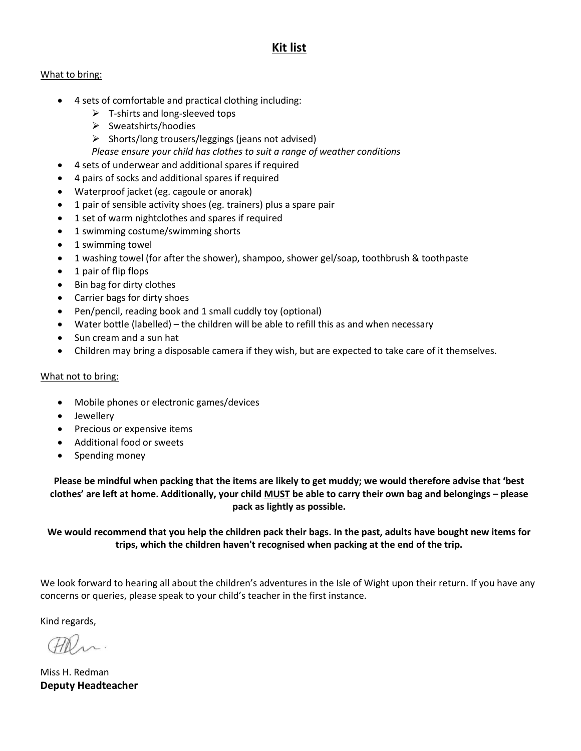# Kit list

What to bring:

- 4 sets of comfortable and practical clothing including:
  - T-shirts and long-sleeved tops
  - Sweatshirts/hoodies
  - Shorts/long trousers/leggings (jeans not advised)

  *Please ensure your child has clothes to suit a range of weather conditions*
- 4 sets of underwear and additional spares if required
- 4 pairs of socks and additional spares if required
- Waterproof jacket (eg. cagoule or anorak)
- 1 pair of sensible activity shoes (eg. trainers) plus a spare pair
- 1 set of warm nightclothes and spares if required
- 1 swimming costume/swimming shorts
- 1 swimming towel
- 1 washing towel (for after the shower), shampoo, shower gel/soap, toothbrush & toothpaste
- 1 pair of flip flops
- Bin bag for dirty clothes
- Carrier bags for dirty shoes
- Pen/pencil, reading book and 1 small cuddly toy (optional)
- Water bottle (labelled) – the children will be able to refill this as and when necessary
- Sun cream and a sun hat
- Children may bring a disposable camera if they wish, but are expected to take care of it themselves.

What not to bring:

- Mobile phones or electronic games/devices
- Jewellery
- Precious or expensive items
- Additional food or sweets
- Spending money

**Please be mindful when packing that the items are likely to get muddy; we would therefore advise that 'best clothes' are left at home. Additionally, your child MUST be able to carry their own bag and belongings – please pack as lightly as possible.**

**We would recommend that you help the children pack their bags. In the past, adults have bought new items for trips, which the children haven't recognised when packing at the end of the trip.**

We look forward to hearing all about the children's adventures in the Isle of Wight upon their return. If you have any concerns or queries, please speak to your child's teacher in the first instance.

Kind regards,

Miss H. Redman
**Deputy Headteacher**